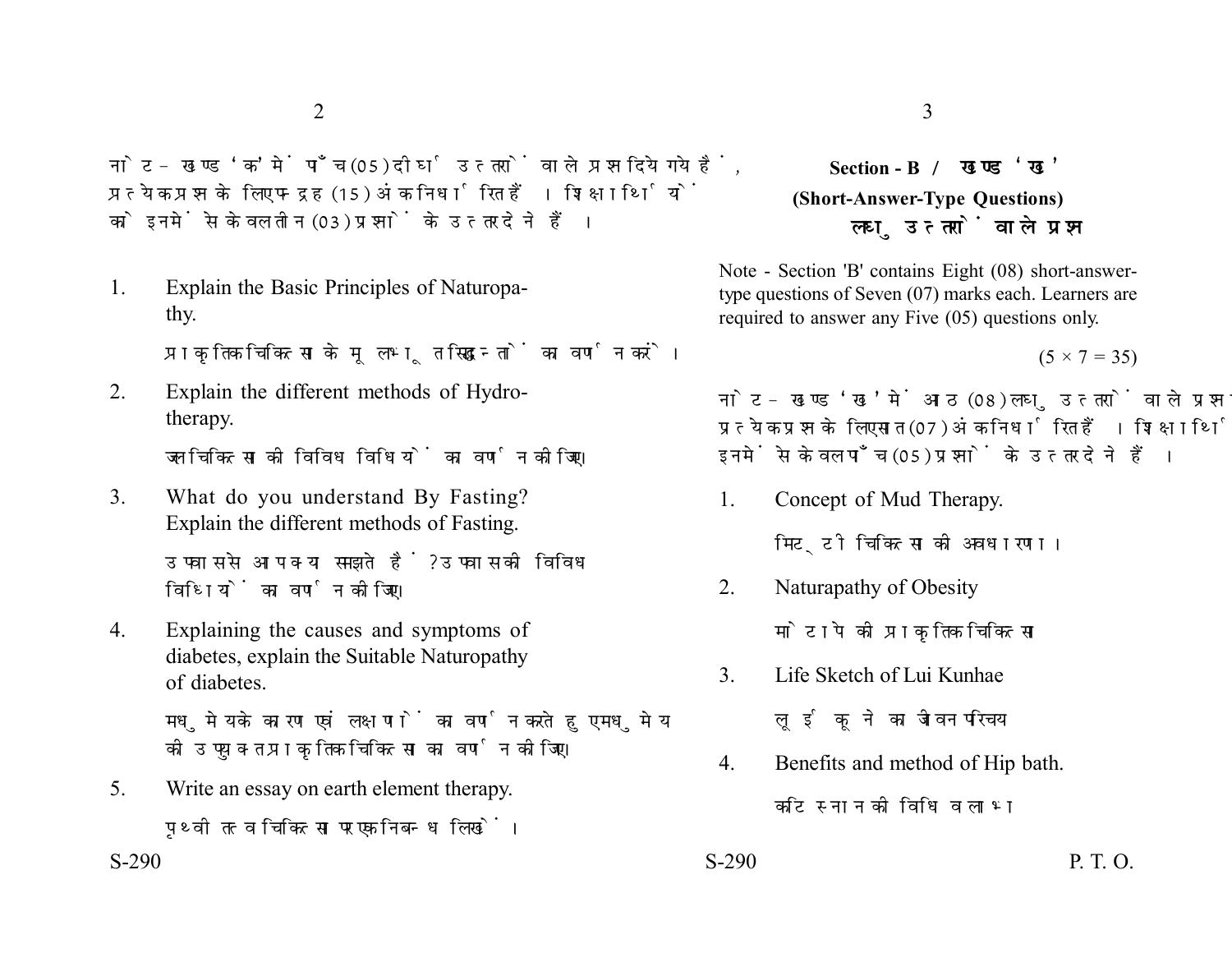नोट – खण्ड 'क' में पाँच (05) दीर्घ उत्तरों वाले प्रश्न दिये गये हैं, प्रत्येक प्रश्न के लिए पन्द्रह (15) अंक निर्धारित हैं। शिक्षार्थियों को इनमें से केवल तीन (03) प्रश्नों के उत्तर देने हैं।

1. Explain the Basic Principles of Naturopathy.

   प्राकृतिक चिकित्सा के मूलभूत सिद्धान्तों का वर्णन करें।

2. Explain the different methods of Hydrotherapy.

   जलचिकित्सा की विविध विधियों का वर्णन कीजिए।

3. What do you understand By Fasting? Explain the different methods of Fasting.

   उपवास से आप क्या समझते हैं? उपवास की विविध विधियों का वर्णन कीजिए।

4. Explaining the causes and symptoms of diabetes, explain the Suitable Naturopathy of diabetes.

   मधुमेय के कारण एवं लक्षणों का वर्णन करते हुए मधुमेय की उपयुक्त प्राकृतिक चिकित्सा का वर्णन कीजिए।

5. Write an essay on earth element therapy.

   पृथ्वी तत्व चिकित्सा पर एक निबन्ध लिखें।

## Section - B / खण्ड 'ख'

### (Short-Answer-Type Questions)
### लघु उत्तरों वाले प्रश्न

Note - Section 'B' contains Eight (08) short-answer-type questions of Seven (07) marks each. Learners are required to answer any Five (05) questions only.

$(5 \times 7 = 35)$

नोट – खण्ड 'ख' में आठ (08) लघु उत्तरों वाले प्रश्न दिये गये हैं, प्रत्येक प्रश्न के लिए सात (07) अंक निर्धारित हैं। शिक्षार्थियों को इनमें से केवल पाँच (05) प्रश्नों के उत्तर देने हैं।

1. Concept of Mud Therapy.

   मिट्टी चिकित्सा की अवधारणा।

2. Naturapathy of Obesity

   मोटापे की प्राकृतिक चिकित्सा

3. Life Sketch of Lui Kunhae

   लूई कूने का जीवन परिचय

4. Benefits and method of Hip bath.

   कटि स्नान की विधि व लाभ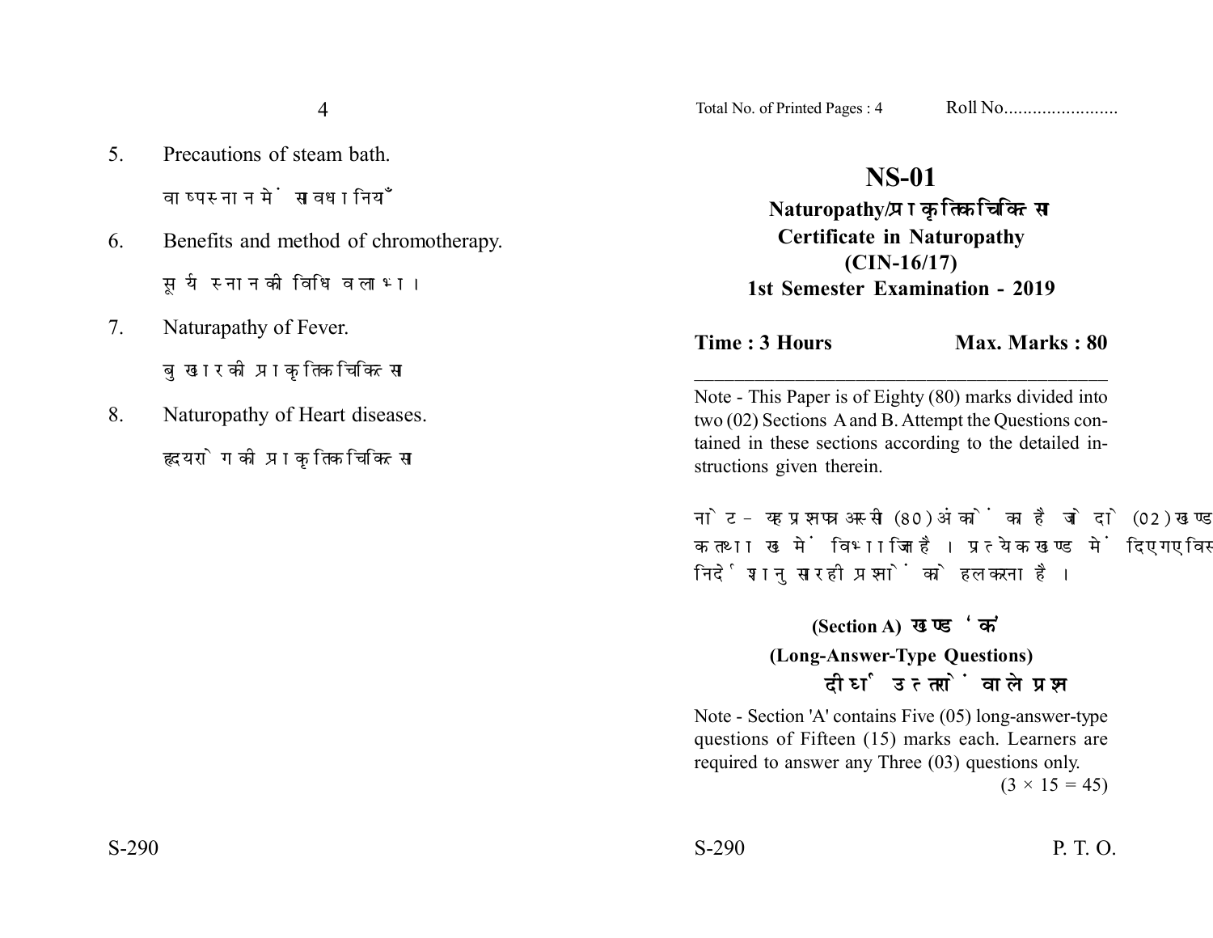5. Precautions of steam bath.

   वाष्पस्नान में सावधानियाँ

6. Benefits and method of chromotherapy.

   सूर्य स्नान की विधि व लाभ।

7. Naturapathy of Fever.

   बुखार की प्राकृतिक चिकित्सा

8. Naturopathy of Heart diseases.

   हृदयरोग की प्राकृतिक चिकित्सा

# NS-01

## Naturopathy/प्राकृतिक चिकित्सा

## Certificate in Naturopathy

## (CIN-16/17)

## 1st Semester Examination - 2019

**Time : 3 Hours** **Max. Marks : 80**

---

Note - This Paper is of Eighty (80) marks divided into two (02) Sections A and B. Attempt the Questions contained in these sections according to the detailed instructions given therein.

नोट - यह प्रश्नपत्र अस्सी (80) अंकों का है जो दो (02) खण्डों क तथा ख में विभाजित है। प्रत्येक खण्ड में दिए गए विस्तृत निर्देशानुसार ही प्रश्नों को हल करना है।

### (Section A) खण्ड 'क'

### (Long-Answer-Type Questions)

### दीर्घ उत्तरों वाले प्रश्न

Note - Section 'A' contains Five (05) long-answer-type questions of Fifteen (15) marks each. Learners are required to answer any Three (03) questions only.

$(3 \times 15 = 45)$

S-290

P. T. O.